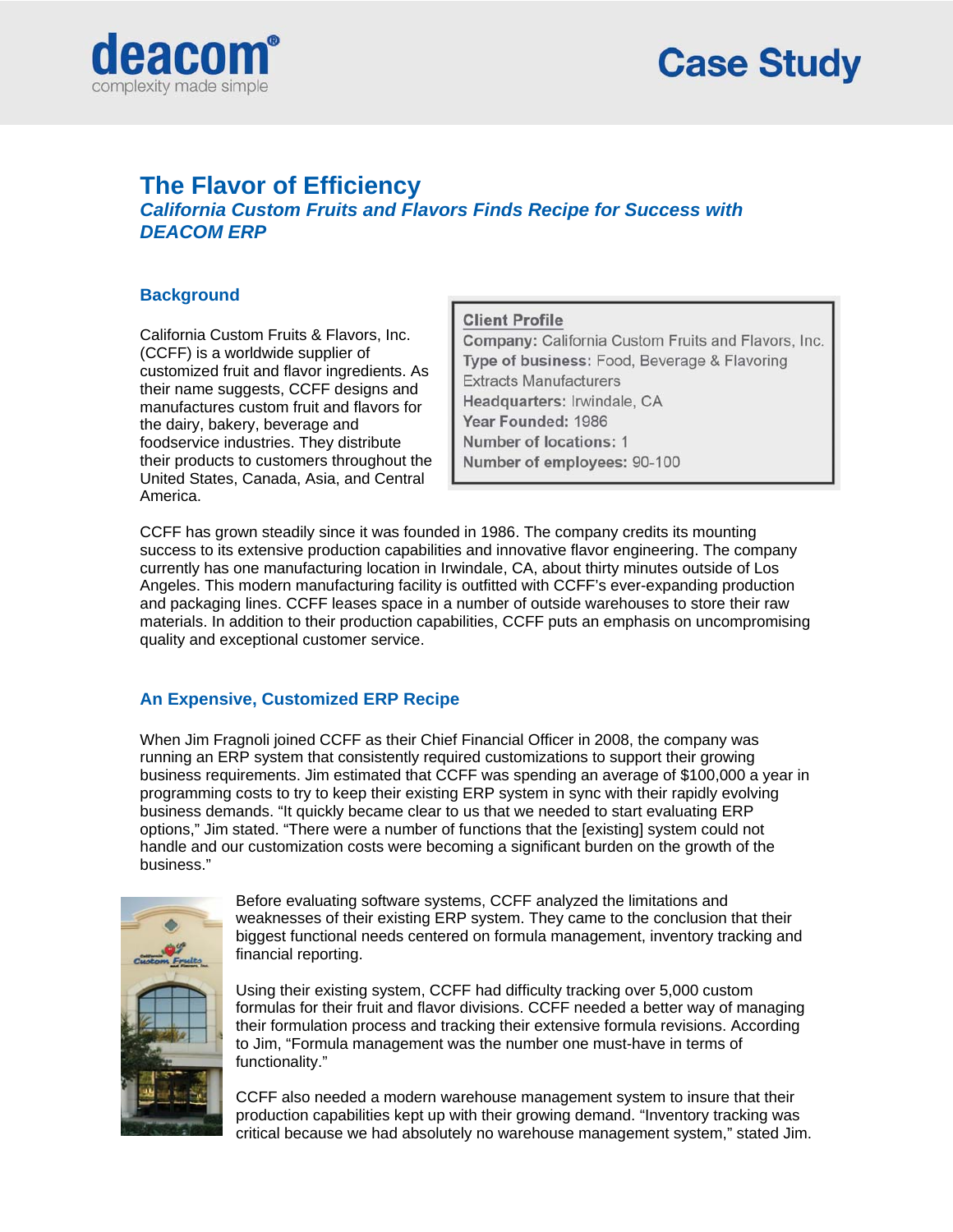deacom®
complexity made simple

# Case Study

# The Flavor of Efficiency

## *California Custom Fruits and Flavors Finds Recipe for Success with DEACOM ERP*

### Background

California Custom Fruits & Flavors, Inc. (CCFF) is a worldwide supplier of customized fruit and flavor ingredients. As their name suggests, CCFF designs and manufactures custom fruit and flavors for the dairy, bakery, beverage and foodservice industries. They distribute their products to customers throughout the United States, Canada, Asia, and Central America.

> **Client Profile**
> **Company:** California Custom Fruits and Flavors, Inc.
> **Type of business:** Food, Beverage & Flavoring Extracts Manufacturers
> **Headquarters:** Irwindale, CA
> **Year Founded:** 1986
> **Number of locations:** 1
> **Number of employees:** 90-100

CCFF has grown steadily since it was founded in 1986. The company credits its mounting success to its extensive production capabilities and innovative flavor engineering. The company currently has one manufacturing location in Irwindale, CA, about thirty minutes outside of Los Angeles. This modern manufacturing facility is outfitted with CCFF's ever-expanding production and packaging lines. CCFF leases space in a number of outside warehouses to store their raw materials. In addition to their production capabilities, CCFF puts an emphasis on uncompromising quality and exceptional customer service.

### An Expensive, Customized ERP Recipe

When Jim Fragnoli joined CCFF as their Chief Financial Officer in 2008, the company was running an ERP system that consistently required customizations to support their growing business requirements. Jim estimated that CCFF was spending an average of $100,000 a year in programming costs to try to keep their existing ERP system in sync with their rapidly evolving business demands. "It quickly became clear to us that we needed to start evaluating ERP options," Jim stated. "There were a number of functions that the [existing] system could not handle and our customization costs were becoming a significant burden on the growth of the business."

Before evaluating software systems, CCFF analyzed the limitations and weaknesses of their existing ERP system. They came to the conclusion that their biggest functional needs centered on formula management, inventory tracking and financial reporting.

Using their existing system, CCFF had difficulty tracking over 5,000 custom formulas for their fruit and flavor divisions. CCFF needed a better way of managing their formulation process and tracking their extensive formula revisions. According to Jim, "Formula management was the number one must-have in terms of functionality."

CCFF also needed a modern warehouse management system to insure that their production capabilities kept up with their growing demand. "Inventory tracking was critical because we had absolutely no warehouse management system," stated Jim.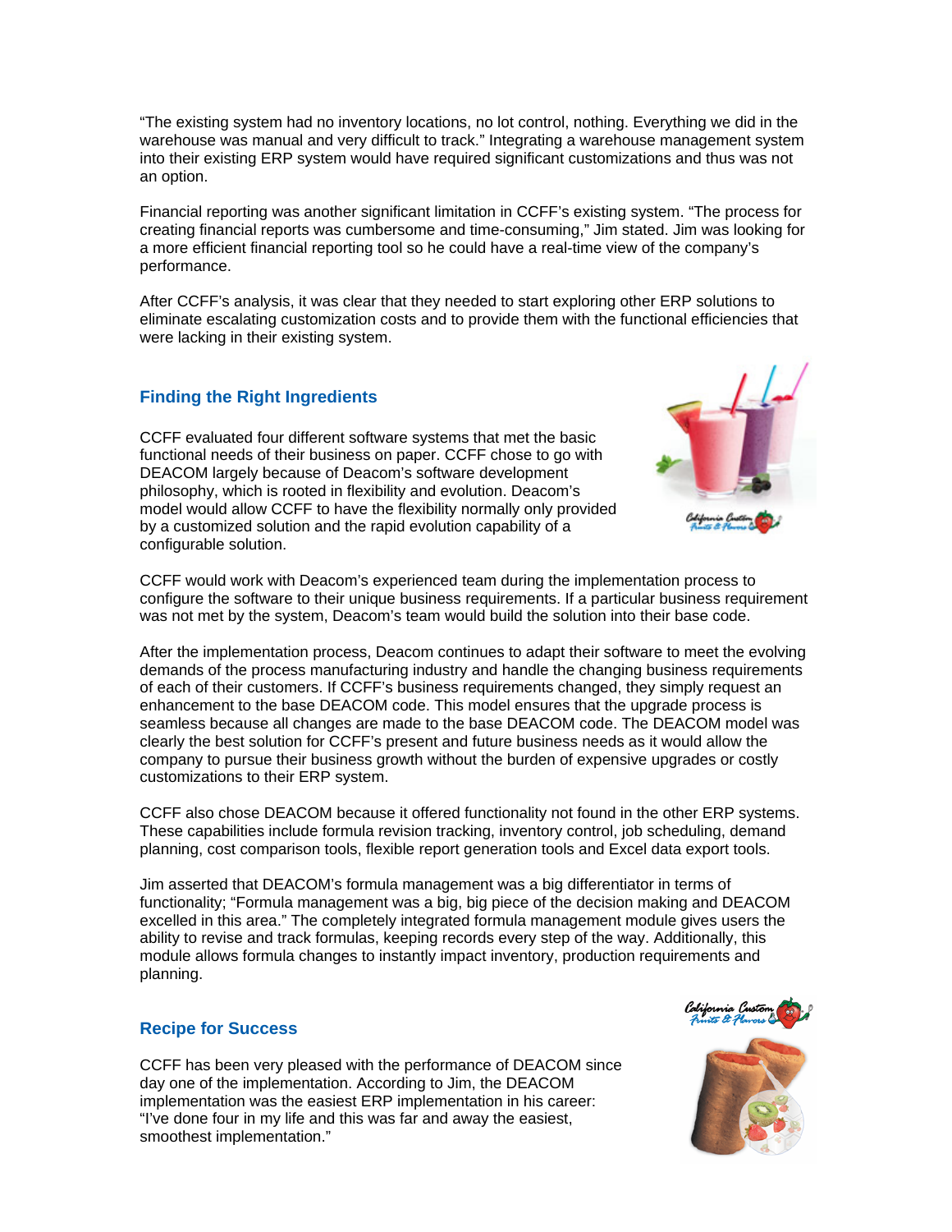"The existing system had no inventory locations, no lot control, nothing. Everything we did in the warehouse was manual and very difficult to track." Integrating a warehouse management system into their existing ERP system would have required significant customizations and thus was not an option.

Financial reporting was another significant limitation in CCFF's existing system. "The process for creating financial reports was cumbersome and time-consuming," Jim stated. Jim was looking for a more efficient financial reporting tool so he could have a real-time view of the company's performance.

After CCFF's analysis, it was clear that they needed to start exploring other ERP solutions to eliminate escalating customization costs and to provide them with the functional efficiencies that were lacking in their existing system.

## Finding the Right Ingredients

CCFF evaluated four different software systems that met the basic functional needs of their business on paper. CCFF chose to go with DEACOM largely because of Deacom's software development philosophy, which is rooted in flexibility and evolution. Deacom's model would allow CCFF to have the flexibility normally only provided by a customized solution and the rapid evolution capability of a configurable solution.

CCFF would work with Deacom's experienced team during the implementation process to configure the software to their unique business requirements. If a particular business requirement was not met by the system, Deacom's team would build the solution into their base code.

After the implementation process, Deacom continues to adapt their software to meet the evolving demands of the process manufacturing industry and handle the changing business requirements of each of their customers. If CCFF's business requirements changed, they simply request an enhancement to the base DEACOM code. This model ensures that the upgrade process is seamless because all changes are made to the base DEACOM code. The DEACOM model was clearly the best solution for CCFF's present and future business needs as it would allow the company to pursue their business growth without the burden of expensive upgrades or costly customizations to their ERP system.

CCFF also chose DEACOM because it offered functionality not found in the other ERP systems. These capabilities include formula revision tracking, inventory control, job scheduling, demand planning, cost comparison tools, flexible report generation tools and Excel data export tools.

Jim asserted that DEACOM's formula management was a big differentiator in terms of functionality; "Formula management was a big, big piece of the decision making and DEACOM excelled in this area." The completely integrated formula management module gives users the ability to revise and track formulas, keeping records every step of the way. Additionally, this module allows formula changes to instantly impact inventory, production requirements and planning.

## Recipe for Success

CCFF has been very pleased with the performance of DEACOM since day one of the implementation. According to Jim, the DEACOM implementation was the easiest ERP implementation in his career: "I've done four in my life and this was far and away the easiest, smoothest implementation."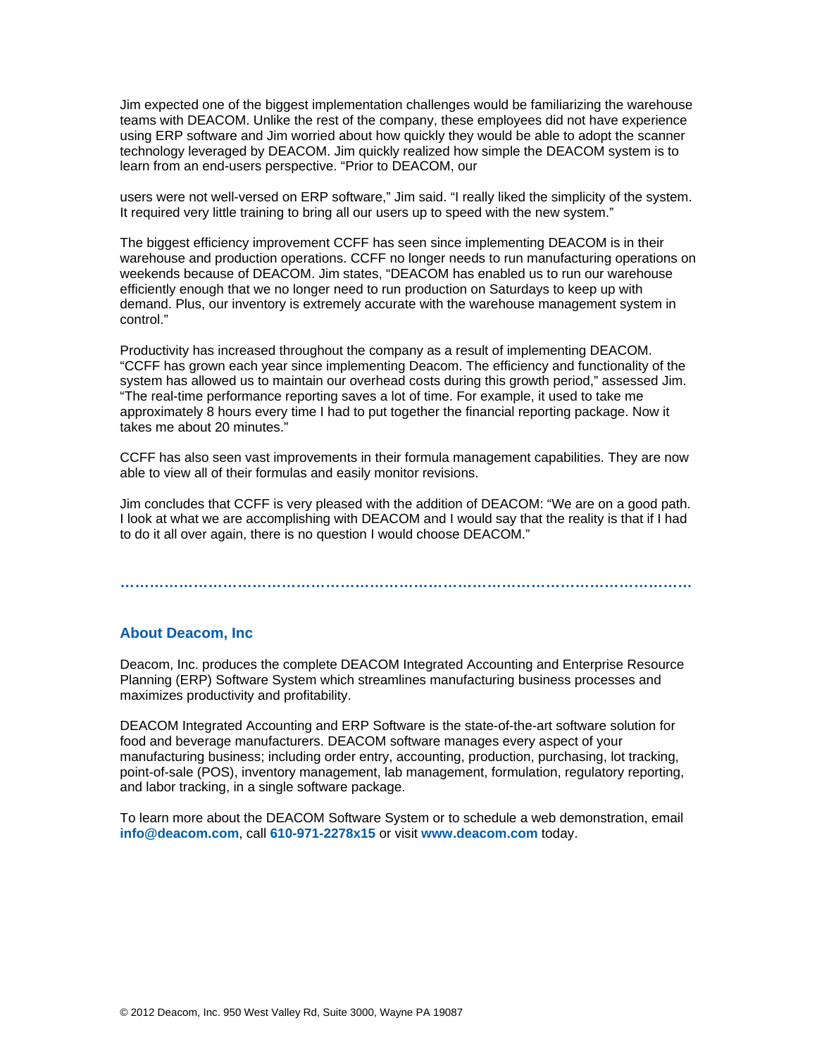Jim expected one of the biggest implementation challenges would be familiarizing the warehouse teams with DEACOM. Unlike the rest of the company, these employees did not have experience using ERP software and Jim worried about how quickly they would be able to adopt the scanner technology leveraged by DEACOM. Jim quickly realized how simple the DEACOM system is to learn from an end-users perspective. "Prior to DEACOM, our

users were not well-versed on ERP software," Jim said. "I really liked the simplicity of the system. It required very little training to bring all our users up to speed with the new system."

The biggest efficiency improvement CCFF has seen since implementing DEACOM is in their warehouse and production operations. CCFF no longer needs to run manufacturing operations on weekends because of DEACOM. Jim states, "DEACOM has enabled us to run our warehouse efficiently enough that we no longer need to run production on Saturdays to keep up with demand. Plus, our inventory is extremely accurate with the warehouse management system in control."

Productivity has increased throughout the company as a result of implementing DEACOM. "CCFF has grown each year since implementing Deacom. The efficiency and functionality of the system has allowed us to maintain our overhead costs during this growth period," assessed Jim. "The real-time performance reporting saves a lot of time. For example, it used to take me approximately 8 hours every time I had to put together the financial reporting package. Now it takes me about 20 minutes."

CCFF has also seen vast improvements in their formula management capabilities. They are now able to view all of their formulas and easily monitor revisions.

Jim concludes that CCFF is very pleased with the addition of DEACOM: "We are on a good path. I look at what we are accomplishing with DEACOM and I would say that the reality is that if I had to do it all over again, there is no question I would choose DEACOM."

---

## About Deacom, Inc

Deacom, Inc. produces the complete DEACOM Integrated Accounting and Enterprise Resource Planning (ERP) Software System which streamlines manufacturing business processes and maximizes productivity and profitability.

DEACOM Integrated Accounting and ERP Software is the state-of-the-art software solution for food and beverage manufacturers. DEACOM software manages every aspect of your manufacturing business; including order entry, accounting, production, purchasing, lot tracking, point-of-sale (POS), inventory management, lab management, formulation, regulatory reporting, and labor tracking, in a single software package.

To learn more about the DEACOM Software System or to schedule a web demonstration, email **info@deacom.com**, call **610-971-2278x15** or visit **www.deacom.com** today.

© 2012 Deacom, Inc. 950 West Valley Rd, Suite 3000, Wayne PA 19087